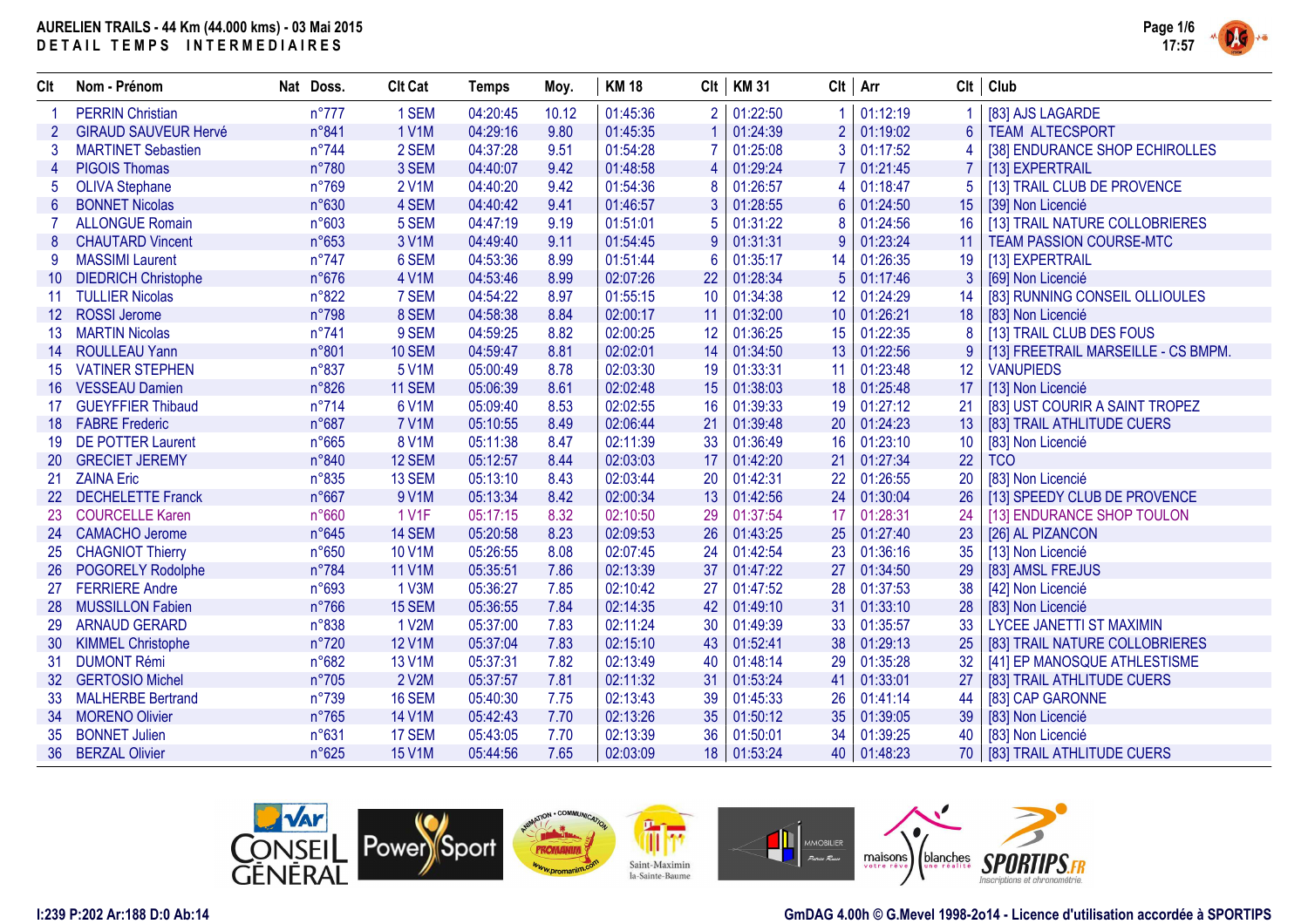# AURELIEN TRAILS - 44 Km (44.000 kms) - 03 Mai 2015

## DETAIL TEMPS INTERMEDIAIRES

| Clt | Nom - Prénom | Nat | Doss. | Clt Cat | Temps | Moy. | KM 18 | Clt | KM 31 | Clt | Arr | Clt | Club |
|---|---|---|---|---|---|---|---|---|---|---|---|---|---|
| 1 | PERRIN Christian | | n°777 | 1 SEM | 04:20:45 | 10.12 | 01:45:36 | 2 | 01:22:50 | 1 | 01:12:19 | 1 | [83] AJS LAGARDE |
| 2 | GIRAUD SAUVEUR Hervé | | n°841 | 1 V1M | 04:29:16 | 9.80 | 01:45:35 | 1 | 01:24:39 | 2 | 01:19:02 | 6 | TEAM ALTECSPORT |
| 3 | MARTINET Sebastien | | n°744 | 2 SEM | 04:37:28 | 9.51 | 01:54:28 | 7 | 01:25:08 | 3 | 01:17:52 | 4 | [38] ENDURANCE SHOP ECHIROLLES |
| 4 | PIGOIS Thomas | | n°780 | 3 SEM | 04:40:07 | 9.42 | 01:48:58 | 4 | 01:29:24 | 7 | 01:21:45 | 7 | [13] EXPERTRAIL |
| 5 | OLIVA Stephane | | n°769 | 2 V1M | 04:40:20 | 9.42 | 01:54:36 | 8 | 01:26:57 | 4 | 01:18:47 | 5 | [13] TRAIL CLUB DE PROVENCE |
| 6 | BONNET Nicolas | | n°630 | 4 SEM | 04:40:42 | 9.41 | 01:46:57 | 3 | 01:28:55 | 6 | 01:24:50 | 15 | [39] Non Licencié |
| 7 | ALLONGUE Romain | | n°603 | 5 SEM | 04:47:19 | 9.19 | 01:51:01 | 5 | 01:31:22 | 8 | 01:24:56 | 16 | [13] TRAIL NATURE COLLOBRIERES |
| 8 | CHAUTARD Vincent | | n°653 | 3 V1M | 04:49:40 | 9.11 | 01:54:45 | 9 | 01:31:31 | 9 | 01:23:24 | 11 | TEAM PASSION COURSE-MTC |
| 9 | MASSIMI Laurent | | n°747 | 6 SEM | 04:53:36 | 8.99 | 01:51:44 | 6 | 01:35:17 | 14 | 01:26:35 | 19 | [13] EXPERTRAIL |
| 10 | DIEDRICH Christophe | | n°676 | 4 V1M | 04:53:46 | 8.99 | 02:07:26 | 22 | 01:28:34 | 5 | 01:17:46 | 3 | [69] Non Licencié |
| 11 | TULLIER Nicolas | | n°822 | 7 SEM | 04:54:22 | 8.97 | 01:55:15 | 10 | 01:34:38 | 12 | 01:24:29 | 14 | [83] RUNNING CONSEIL OLLIOULES |
| 12 | ROSSI Jerome | | n°798 | 8 SEM | 04:58:38 | 8.84 | 02:00:17 | 11 | 01:32:00 | 10 | 01:26:21 | 18 | [83] Non Licencié |
| 13 | MARTIN Nicolas | | n°741 | 9 SEM | 04:59:25 | 8.82 | 02:00:25 | 12 | 01:36:25 | 15 | 01:22:35 | 8 | [13] TRAIL CLUB DES FOUS |
| 14 | ROULLEAU Yann | | n°801 | 10 SEM | 04:59:47 | 8.81 | 02:02:01 | 14 | 01:34:50 | 13 | 01:22:56 | 9 | [13] FREETRAIL MARSEILLE - CS BMPM. |
| 15 | VATINER STEPHEN | | n°837 | 5 V1M | 05:00:49 | 8.78 | 02:03:30 | 19 | 01:33:31 | 11 | 01:23:48 | 12 | VANUPIEDS |
| 16 | VESSEAU Damien | | n°826 | 11 SEM | 05:06:39 | 8.61 | 02:02:48 | 15 | 01:38:03 | 18 | 01:25:48 | 17 | [13] Non Licencié |
| 17 | GUEYFFIER Thibaud | | n°714 | 6 V1M | 05:09:40 | 8.53 | 02:02:55 | 16 | 01:39:33 | 19 | 01:27:12 | 21 | [83] UST COURIR A SAINT TROPEZ |
| 18 | FABRE Frederic | | n°687 | 7 V1M | 05:10:55 | 8.49 | 02:06:44 | 21 | 01:39:48 | 20 | 01:24:23 | 13 | [83] TRAIL ATHLITUDE CUERS |
| 19 | DE POTTER Laurent | | n°665 | 8 V1M | 05:11:38 | 8.47 | 02:11:39 | 33 | 01:36:49 | 16 | 01:23:10 | 10 | [83] Non Licencié |
| 20 | GRECIET JEREMY | | n°840 | 12 SEM | 05:12:57 | 8.44 | 02:03:03 | 17 | 01:42:20 | 21 | 01:27:34 | 22 | TCO |
| 21 | ZAINA Eric | | n°835 | 13 SEM | 05:13:10 | 8.43 | 02:03:44 | 20 | 01:42:31 | 22 | 01:26:55 | 20 | [83] Non Licencié |
| 22 | DECHELETTE Franck | | n°667 | 9 V1M | 05:13:34 | 8.42 | 02:00:34 | 13 | 01:42:56 | 24 | 01:30:04 | 26 | [13] SPEEDY CLUB DE PROVENCE |
| 23 | COURCELLE Karen | | n°660 | 1 V1F | 05:17:15 | 8.32 | 02:10:50 | 29 | 01:37:54 | 17 | 01:28:31 | 24 | [13] ENDURANCE SHOP TOULON |
| 24 | CAMACHO Jerome | | n°645 | 14 SEM | 05:20:58 | 8.23 | 02:09:53 | 26 | 01:43:25 | 25 | 01:27:40 | 23 | [26] AL PIZANCON |
| 25 | CHAGNIOT Thierry | | n°650 | 10 V1M | 05:26:55 | 8.08 | 02:07:45 | 24 | 01:42:54 | 23 | 01:36:16 | 35 | [13] Non Licencié |
| 26 | POGORELY Rodolphe | | n°784 | 11 V1M | 05:35:51 | 7.86 | 02:13:39 | 37 | 01:47:22 | 27 | 01:34:50 | 29 | [83] AMSL FREJUS |
| 27 | FERRIERE Andre | | n°693 | 1 V3M | 05:36:27 | 7.85 | 02:10:42 | 27 | 01:47:52 | 28 | 01:37:53 | 38 | [42] Non Licencié |
| 28 | MUSSILLON Fabien | | n°766 | 15 SEM | 05:36:55 | 7.84 | 02:14:35 | 42 | 01:49:10 | 31 | 01:33:10 | 28 | [83] Non Licencié |
| 29 | ARNAUD GERARD | | n°838 | 1 V2M | 05:37:00 | 7.83 | 02:11:24 | 30 | 01:49:39 | 33 | 01:35:57 | 33 | LYCEE JANETTI ST MAXIMIN |
| 30 | KIMMEL Christophe | | n°720 | 12 V1M | 05:37:04 | 7.83 | 02:15:10 | 43 | 01:52:41 | 38 | 01:29:13 | 25 | [83] TRAIL NATURE COLLOBRIERES |
| 31 | DUMONT Rémi | | n°682 | 13 V1M | 05:37:31 | 7.82 | 02:13:49 | 40 | 01:48:14 | 29 | 01:35:28 | 32 | [41] EP MANOSQUE ATHLESTISME |
| 32 | GERTOSIO Michel | | n°705 | 2 V2M | 05:37:57 | 7.81 | 02:11:32 | 31 | 01:53:24 | 41 | 01:33:01 | 27 | [83] TRAIL ATHLITUDE CUERS |
| 33 | MALHERBE Bertrand | | n°739 | 16 SEM | 05:40:30 | 7.75 | 02:13:43 | 39 | 01:45:33 | 26 | 01:41:14 | 44 | [83] CAP GARONNE |
| 34 | MORENO Olivier | | n°765 | 14 V1M | 05:42:43 | 7.70 | 02:13:26 | 35 | 01:50:12 | 35 | 01:39:05 | 39 | [83] Non Licencié |
| 35 | BONNET Julien | | n°631 | 17 SEM | 05:43:05 | 7.70 | 02:13:39 | 36 | 01:50:01 | 34 | 01:39:25 | 40 | [83] Non Licencié |
| 36 | BERZAL Olivier | | n°625 | 15 V1M | 05:44:56 | 7.65 | 02:03:09 | 18 | 01:53:24 | 40 | 01:48:23 | 70 | [83] TRAIL ATHLITUDE CUERS |

I:239 P:202 Ar:188 D:0 Ab:14

GmDAG 4.00h © G.Mevel 1998-2o14 - Licence d'utilisation accordée à SPORTIPS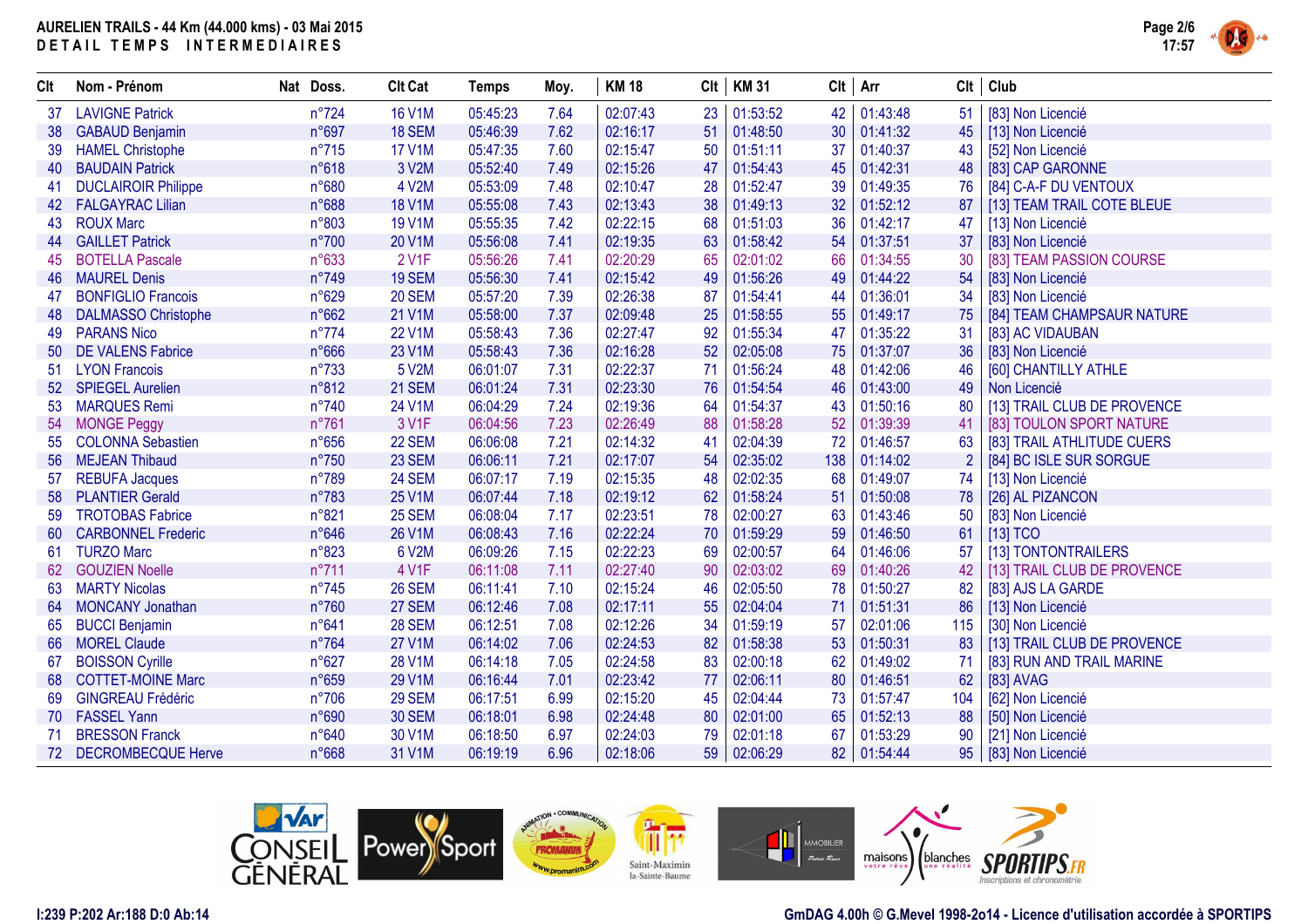**AURELIEN TRAILS - 44 Km (44.000 kms) - 03 Mai 2015**

**DETAIL TEMPS INTERMEDIAIRES**

| Clt | Nom - Prénom | Nat | Doss. | Clt Cat | Temps | Moy. | KM 18 | Clt | KM 31 | Clt | Arr | Clt | Club |
|---|---|---|---|---|---|---|---|---|---|---|---|---|---|
| 37 | LAVIGNE Patrick | | n°724 | 16 V1M | 05:45:23 | 7.64 | 02:07:43 | 23 | 01:53:52 | 42 | 01:43:48 | 51 | [83] Non Licencié |
| 38 | GABAUD Benjamin | | n°697 | 18 SEM | 05:46:39 | 7.62 | 02:16:17 | 51 | 01:48:50 | 30 | 01:41:32 | 45 | [13] Non Licencié |
| 39 | HAMEL Christophe | | n°715 | 17 V1M | 05:47:35 | 7.60 | 02:15:47 | 50 | 01:51:11 | 37 | 01:40:37 | 43 | [52] Non Licencié |
| 40 | BAUDAIN Patrick | | n°618 | 3 V2M | 05:52:40 | 7.49 | 02:15:26 | 47 | 01:54:43 | 45 | 01:42:31 | 48 | [83] CAP GARONNE |
| 41 | DUCLAIROIR Philippe | | n°680 | 4 V2M | 05:53:09 | 7.48 | 02:10:47 | 28 | 01:52:47 | 39 | 01:49:35 | 76 | [84] C-A-F DU VENTOUX |
| 42 | FALGAYRAC Lilian | | n°688 | 18 V1M | 05:55:08 | 7.43 | 02:13:43 | 38 | 01:49:13 | 32 | 01:52:12 | 87 | [13] TEAM TRAIL COTE BLEUE |
| 43 | ROUX Marc | | n°803 | 19 V1M | 05:55:35 | 7.42 | 02:22:15 | 68 | 01:51:03 | 36 | 01:42:17 | 47 | [13] Non Licencié |
| 44 | GAILLET Patrick | | n°700 | 20 V1M | 05:56:08 | 7.41 | 02:19:35 | 63 | 01:58:42 | 54 | 01:37:51 | 37 | [83] Non Licencié |
| 45 | BOTELLA Pascale | | n°633 | 2 V1F | 05:56:26 | 7.41 | 02:20:29 | 65 | 02:01:02 | 66 | 01:34:55 | 30 | [83] TEAM PASSION COURSE |
| 46 | MAUREL Denis | | n°749 | 19 SEM | 05:56:30 | 7.41 | 02:15:42 | 49 | 01:56:26 | 49 | 01:44:22 | 54 | [83] Non Licencié |
| 47 | BONFIGLIO Francois | | n°629 | 20 SEM | 05:57:20 | 7.39 | 02:26:38 | 87 | 01:54:41 | 44 | 01:36:01 | 34 | [83] Non Licencié |
| 48 | DALMASSO Christophe | | n°662 | 21 V1M | 05:58:00 | 7.37 | 02:09:48 | 25 | 01:58:55 | 55 | 01:49:17 | 75 | [84] TEAM CHAMPSAUR NATURE |
| 49 | PARANS Nico | | n°774 | 22 V1M | 05:58:43 | 7.36 | 02:27:47 | 92 | 01:55:34 | 47 | 01:35:22 | 31 | [83] AC VIDAUBAN |
| 50 | DE VALENS Fabrice | | n°666 | 23 V1M | 05:58:43 | 7.36 | 02:16:28 | 52 | 02:05:08 | 75 | 01:37:07 | 36 | [83] Non Licencié |
| 51 | LYON Francois | | n°733 | 5 V2M | 06:01:07 | 7.31 | 02:22:37 | 71 | 01:56:24 | 48 | 01:42:06 | 46 | [60] CHANTILLY ATHLE |
| 52 | SPIEGEL Aurelien | | n°812 | 21 SEM | 06:01:24 | 7.31 | 02:23:30 | 76 | 01:54:54 | 46 | 01:43:00 | 49 | Non Licencié |
| 53 | MARQUES Remi | | n°740 | 24 V1M | 06:04:29 | 7.24 | 02:19:36 | 64 | 01:54:37 | 43 | 01:50:16 | 80 | [13] TRAIL CLUB DE PROVENCE |
| 54 | MONGE Peggy | | n°761 | 3 V1F | 06:04:56 | 7.23 | 02:26:49 | 88 | 01:58:28 | 52 | 01:39:39 | 41 | [83] TOULON SPORT NATURE |
| 55 | COLONNA Sebastien | | n°656 | 22 SEM | 06:06:08 | 7.21 | 02:14:32 | 41 | 02:04:39 | 72 | 01:46:57 | 63 | [83] TRAIL ATHLTUDE CUERS |
| 56 | MEJEAN Thibaud | | n°750 | 23 SEM | 06:06:11 | 7.21 | 02:17:07 | 54 | 02:35:02 | 138 | 01:14:02 | 2 | [84] BC ISLE SUR SORGUE |
| 57 | REBUFA Jacques | | n°789 | 24 SEM | 06:07:17 | 7.19 | 02:15:35 | 48 | 02:02:35 | 68 | 01:49:07 | 74 | [13] Non Licencié |
| 58 | PLANTIER Gerald | | n°783 | 25 V1M | 06:07:44 | 7.18 | 02:19:12 | 62 | 01:58:24 | 51 | 01:50:08 | 78 | [26] AL PIZANCON |
| 59 | TROTOBAS Fabrice | | n°821 | 25 SEM | 06:08:04 | 7.17 | 02:23:51 | 78 | 02:00:27 | 63 | 01:43:46 | 50 | [83] Non Licencié |
| 60 | CARBONNEL Frederic | | n°646 | 26 V1M | 06:08:43 | 7.16 | 02:22:24 | 70 | 01:59:29 | 59 | 01:46:50 | 61 | [13] TCO |
| 61 | TURZO Marc | | n°823 | 6 V2M | 06:09:26 | 7.15 | 02:22:23 | 69 | 02:00:57 | 64 | 01:46:06 | 57 | [13] TONTONTRAILERS |
| 62 | GOUZIEN Noelle | | n°711 | 4 V1F | 06:11:08 | 7.11 | 02:27:40 | 90 | 02:03:02 | 69 | 01:40:26 | 42 | [13] TRAIL CLUB DE PROVENCE |
| 63 | MARTY Nicolas | | n°745 | 26 SEM | 06:11:41 | 7.10 | 02:15:24 | 46 | 02:05:50 | 78 | 01:50:27 | 82 | [83] AJS LA GARDE |
| 64 | MONCANY Jonathan | | n°760 | 27 SEM | 06:12:46 | 7.08 | 02:17:11 | 55 | 02:04:04 | 71 | 01:51:31 | 86 | [13] Non Licencié |
| 65 | BUCCI Benjamin | | n°641 | 28 SEM | 06:12:51 | 7.08 | 02:12:26 | 34 | 01:59:19 | 57 | 02:01:06 | 115 | [30] Non Licencié |
| 66 | MOREL Claude | | n°764 | 27 V1M | 06:14:02 | 7.06 | 02:24:53 | 82 | 01:58:38 | 53 | 01:50:31 | 83 | [13] TRAIL CLUB DE PROVENCE |
| 67 | BOISSON Cyrille | | n°627 | 28 V1M | 06:14:18 | 7.05 | 02:24:58 | 83 | 02:00:18 | 62 | 01:49:02 | 71 | [83] RUN AND TRAIL MARINE |
| 68 | COTTET-MOINE Marc | | n°659 | 29 V1M | 06:16:44 | 7.01 | 02:23:42 | 77 | 02:06:11 | 80 | 01:46:51 | 62 | [83] AVAG |
| 69 | GINGREAU Frédéric | | n°706 | 29 SEM | 06:17:51 | 6.99 | 02:15:20 | 45 | 02:04:44 | 73 | 01:57:47 | 104 | [62] Non Licencié |
| 70 | FASSEL Yann | | n°690 | 30 SEM | 06:18:01 | 6.98 | 02:24:48 | 80 | 02:01:00 | 65 | 01:52:13 | 88 | [50] Non Licencié |
| 71 | BRESSON Franck | | n°640 | 30 V1M | 06:18:50 | 6.97 | 02:24:03 | 79 | 02:01:18 | 67 | 01:53:29 | 90 | [21] Non Licencié |
| 72 | DECROMBECQUE Herve | | n°668 | 31 V1M | 06:19:19 | 6.96 | 02:18:06 | 59 | 02:06:29 | 82 | 01:54:44 | 95 | [83] Non Licencié |

I:239 P:202 Ar:188 D:0 Ab:14

GmDAG 4.00h © G.Mevel 1998-2o14 - Licence d'utilisation accordée à SPORTIPS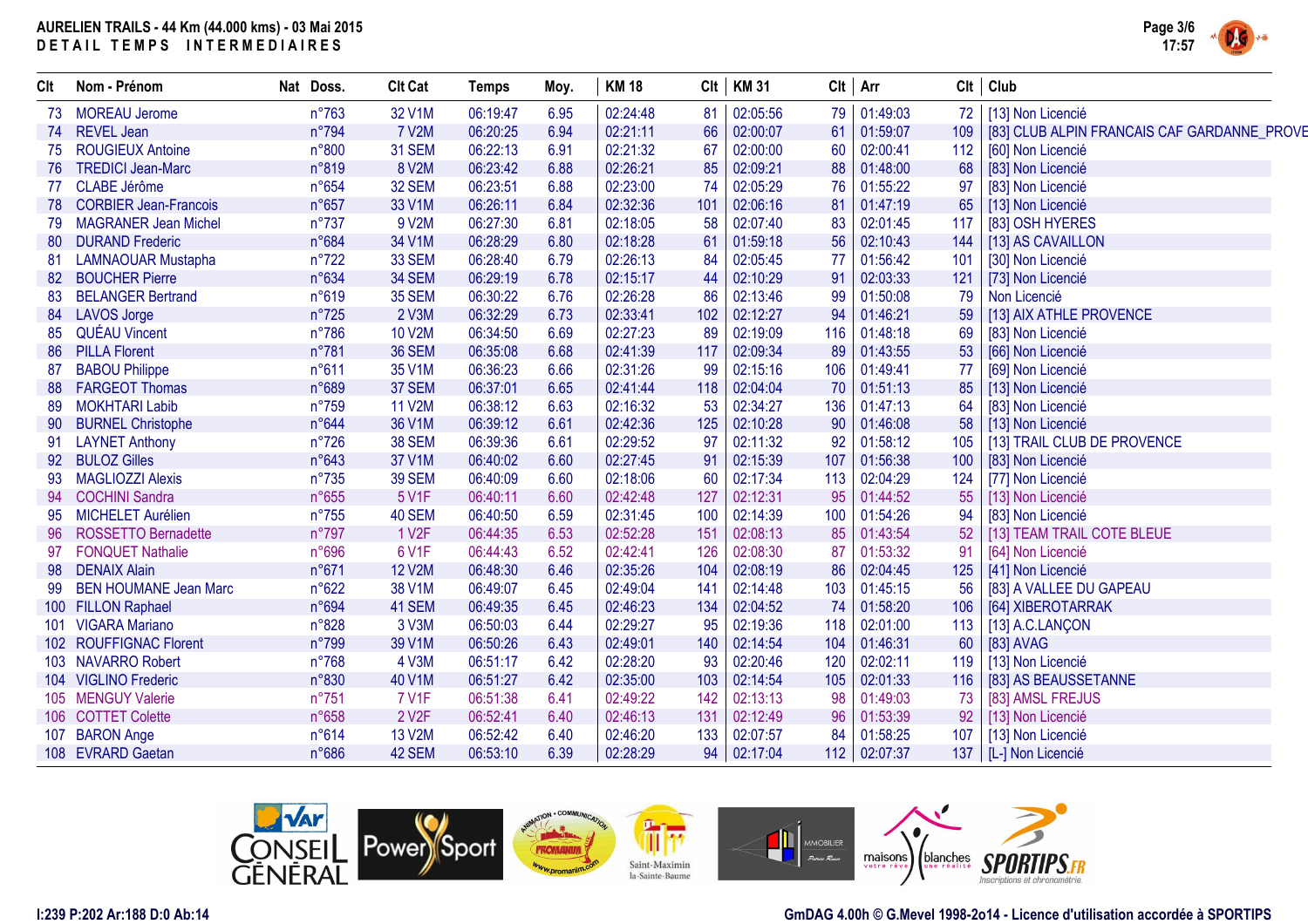# AURELIEN TRAILS - 44 Km (44.000 kms) - 03 Mai 2015

## DETAIL TEMPS INTERMEDIAIRES

| Clt | Nom - Prénom | Nat | Doss. | Clt Cat | Temps | Moy. | KM 18 | Clt | KM 31 | Clt | Arr | Clt | Club |
|---|---|---|---|---|---|---|---|---|---|---|---|---|---|
| 73 | MOREAU Jerome | | n°763 | 32 V1M | 06:19:47 | 6.95 | 02:24:48 | 81 | 02:05:56 | 79 | 01:49:03 | 72 | [13] Non Licencié |
| 74 | REVEL Jean | | n°794 | 7 V2M | 06:20:25 | 6.94 | 02:21:11 | 66 | 02:00:07 | 61 | 01:59:07 | 109 | [83] CLUB ALPIN FRANCAIS CAF GARDANNE_PROVE |
| 75 | ROUGIEUX Antoine | | n°800 | 31 SEM | 06:22:13 | 6.91 | 02:21:32 | 67 | 02:00:00 | 60 | 02:00:41 | 112 | [60] Non Licencié |
| 76 | TREDICI Jean-Marc | | n°819 | 8 V2M | 06:23:42 | 6.88 | 02:26:21 | 85 | 02:09:21 | 88 | 01:48:00 | 68 | [83] Non Licencié |
| 77 | CLABE Jérôme | | n°654 | 32 SEM | 06:23:51 | 6.88 | 02:23:00 | 74 | 02:05:29 | 76 | 01:55:22 | 97 | [83] Non Licencié |
| 78 | CORBIER Jean-Francois | | n°657 | 33 V1M | 06:26:11 | 6.84 | 02:32:36 | 101 | 02:06:16 | 81 | 01:47:19 | 65 | [13] Non Licencié |
| 79 | MAGRANER Jean Michel | | n°737 | 9 V2M | 06:27:30 | 6.81 | 02:18:05 | 58 | 02:07:40 | 83 | 02:01:45 | 117 | [83] OSH HYERES |
| 80 | DURAND Frederic | | n°684 | 34 V1M | 06:28:29 | 6.80 | 02:18:28 | 61 | 01:59:18 | 56 | 02:10:43 | 144 | [13] AS CAVAILLON |
| 81 | LAMNAOUAR Mustapha | | n°722 | 33 SEM | 06:28:40 | 6.79 | 02:26:13 | 84 | 02:05:45 | 77 | 01:56:42 | 101 | [30] Non Licencié |
| 82 | BOUCHER Pierre | | n°634 | 34 SEM | 06:29:19 | 6.78 | 02:15:17 | 44 | 02:10:29 | 91 | 02:03:33 | 121 | [73] Non Licencié |
| 83 | BELANGER Bertrand | | n°619 | 35 SEM | 06:30:22 | 6.76 | 02:26:28 | 86 | 02:13:46 | 99 | 01:50:08 | 79 | Non Licencié |
| 84 | LAVOS Jorge | | n°725 | 2 V3M | 06:32:29 | 6.73 | 02:33:41 | 102 | 02:12:27 | 94 | 01:46:21 | 59 | [13] AIX ATHLE PROVENCE |
| 85 | QUÉAU Vincent | | n°786 | 10 V2M | 06:34:50 | 6.69 | 02:27:23 | 89 | 02:19:09 | 116 | 01:48:18 | 69 | [83] Non Licencié |
| 86 | PILLA Florent | | n°781 | 36 SEM | 06:35:08 | 6.68 | 02:41:39 | 117 | 02:09:34 | 89 | 01:43:55 | 53 | [66] Non Licencié |
| 87 | BABOU Philippe | | n°611 | 35 V1M | 06:36:23 | 6.66 | 02:31:26 | 99 | 02:15:16 | 106 | 01:49:41 | 77 | [69] Non Licencié |
| 88 | FARGEOT Thomas | | n°689 | 37 SEM | 06:37:01 | 6.65 | 02:41:44 | 118 | 02:04:04 | 70 | 01:51:13 | 85 | [13] Non Licencié |
| 89 | MOKHTARI Labib | | n°759 | 11 V2M | 06:38:12 | 6.63 | 02:16:32 | 53 | 02:34:27 | 136 | 01:47:13 | 64 | [83] Non Licencié |
| 90 | BURNEL Christophe | | n°644 | 36 V1M | 06:39:12 | 6.61 | 02:42:36 | 125 | 02:10:28 | 90 | 01:46:08 | 58 | [13] Non Licencié |
| 91 | LAYNET Anthony | | n°726 | 38 SEM | 06:39:36 | 6.61 | 02:29:52 | 97 | 02:11:32 | 92 | 01:58:12 | 105 | [13] TRAIL CLUB DE PROVENCE |
| 92 | BULOZ Gilles | | n°643 | 37 V1M | 06:40:02 | 6.60 | 02:27:45 | 91 | 02:15:39 | 107 | 01:56:38 | 100 | [83] Non Licencié |
| 93 | MAGLIOZZI Alexis | | n°735 | 39 SEM | 06:40:09 | 6.60 | 02:18:06 | 60 | 02:17:34 | 113 | 02:04:29 | 124 | [77] Non Licencié |
| 94 | COCHINI Sandra | | n°655 | 5 V1F | 06:40:11 | 6.60 | 02:42:48 | 127 | 02:12:31 | 95 | 01:44:52 | 55 | [13] Non Licencié |
| 95 | MICHELET Aurélien | | n°755 | 40 SEM | 06:40:50 | 6.59 | 02:31:45 | 100 | 02:14:39 | 100 | 01:54:26 | 94 | [83] Non Licencié |
| 96 | ROSSETTO Bernadette | | n°797 | 1 V2F | 06:44:35 | 6.53 | 02:52:28 | 151 | 02:08:13 | 85 | 01:43:54 | 52 | [13] TEAM TRAIL COTE BLEUE |
| 97 | FONQUET Nathalie | | n°696 | 6 V1F | 06:44:43 | 6.52 | 02:42:41 | 126 | 02:08:30 | 87 | 01:53:32 | 91 | [64] Non Licencié |
| 98 | DENAIX Alain | | n°671 | 12 V2M | 06:48:30 | 6.46 | 02:35:26 | 104 | 02:08:19 | 86 | 02:04:45 | 125 | [41] Non Licencié |
| 99 | BEN HOUMANE Jean Marc | | n°622 | 38 V1M | 06:49:07 | 6.45 | 02:49:04 | 141 | 02:14:48 | 103 | 01:45:15 | 56 | [83] A VALLEE DU GAPEAU |
| 100 | FILLON Raphael | | n°694 | 41 SEM | 06:49:35 | 6.45 | 02:46:23 | 134 | 02:04:52 | 74 | 01:58:20 | 106 | [64] XIBEROTARRAK |
| 101 | VIGARA Mariano | | n°828 | 3 V3M | 06:50:03 | 6.44 | 02:29:27 | 95 | 02:19:36 | 118 | 02:01:00 | 113 | [13] A.C.LANÇON |
| 102 | ROUFFIGNAC Florent | | n°799 | 39 V1M | 06:50:26 | 6.43 | 02:49:01 | 140 | 02:14:54 | 104 | 01:46:31 | 60 | [83] AVAG |
| 103 | NAVARRO Robert | | n°768 | 4 V3M | 06:51:17 | 6.42 | 02:28:20 | 93 | 02:20:46 | 120 | 02:02:11 | 119 | [13] Non Licencié |
| 104 | VIGLINO Frederic | | n°830 | 40 V1M | 06:51:27 | 6.42 | 02:35:00 | 103 | 02:14:54 | 105 | 02:01:33 | 116 | [83] AS BEAUSSETANNE |
| 105 | MENGUY Valerie | | n°751 | 7 V1F | 06:51:38 | 6.41 | 02:49:22 | 142 | 02:13:13 | 98 | 01:49:03 | 73 | [83] AMSL FREJUS |
| 106 | COTTET Colette | | n°658 | 2 V2F | 06:52:41 | 6.40 | 02:46:13 | 131 | 02:12:49 | 96 | 01:53:39 | 92 | [13] Non Licencié |
| 107 | BARON Ange | | n°614 | 13 V2M | 06:52:42 | 6.40 | 02:46:20 | 133 | 02:07:57 | 84 | 01:58:25 | 107 | [13] Non Licencié |
| 108 | EVRARD Gaetan | | n°686 | 42 SEM | 06:53:10 | 6.39 | 02:28:29 | 94 | 02:17:04 | 112 | 02:07:37 | 137 | [L-] Non Licencié |

I:239 P:202 Ar:188 D:0 Ab:14

GmDAG 4.00h © G.Mevel 1998-2o14 - Licence d'utilisation accordée à SPORTIPS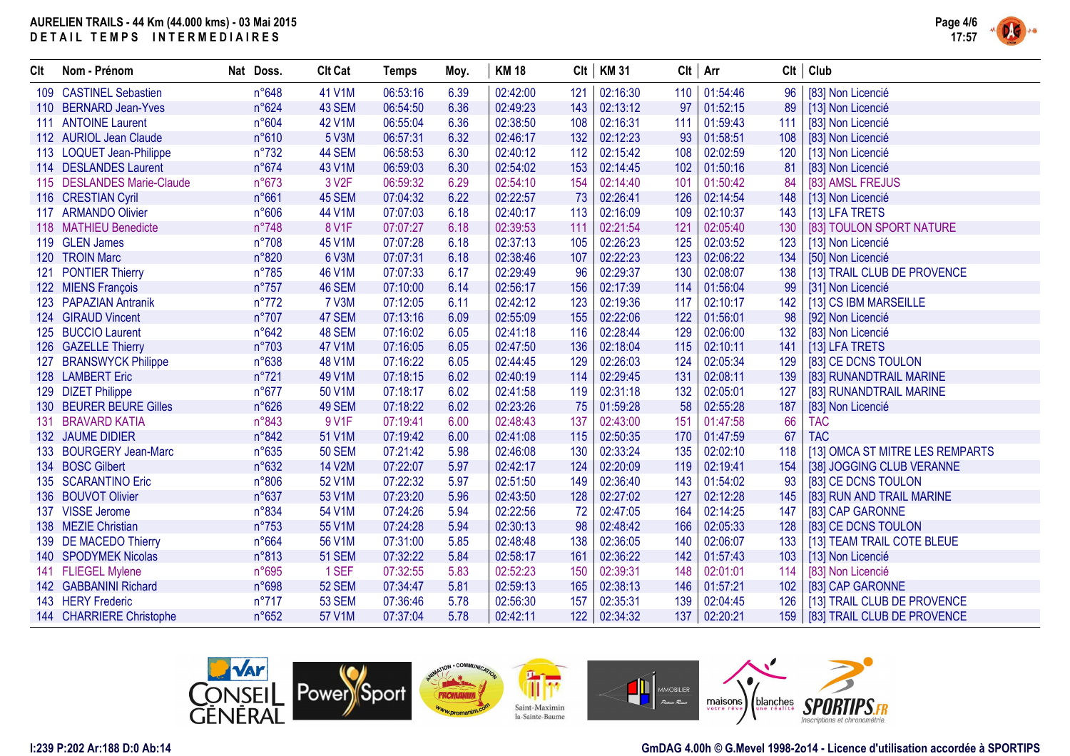**AURELIEN TRAILS - 44 Km (44.000 kms) - 03 Mai 2015**
**DETAIL TEMPS INTERMEDIAIRES**

| Clt | Nom - Prénom | Nat | Doss. | Clt Cat | Temps | Moy. | KM 18 | Clt | KM 31 | Clt | Arr | Clt | Club |
|---|---|---|---|---|---|---|---|---|---|---|---|---|---|
| 109 | CASTINEL Sebastien | | n°648 | 41 V1M | 06:53:16 | 6.39 | 02:42:00 | 121 | 02:16:30 | 110 | 01:54:46 | 96 | [83] Non Licencié |
| 110 | BERNARD Jean-Yves | | n°624 | 43 SEM | 06:54:50 | 6.36 | 02:49:23 | 143 | 02:13:12 | 97 | 01:52:15 | 89 | [13] Non Licencié |
| 111 | ANTOINE Laurent | | n°604 | 42 V1M | 06:55:04 | 6.36 | 02:38:50 | 108 | 02:16:31 | 111 | 01:59:43 | 111 | [83] Non Licencié |
| 112 | AURIOL Jean Claude | | n°610 | 5 V3M | 06:57:31 | 6.32 | 02:46:17 | 132 | 02:12:23 | 93 | 01:58:51 | 108 | [83] Non Licencié |
| 113 | LOQUET Jean-Philippe | | n°732 | 44 SEM | 06:58:53 | 6.30 | 02:40:12 | 112 | 02:15:42 | 108 | 02:02:59 | 120 | [13] Non Licencié |
| 114 | DESLANDES Laurent | | n°674 | 43 V1M | 06:59:03 | 6.30 | 02:54:02 | 153 | 02:14:45 | 102 | 01:50:16 | 81 | [83] Non Licencié |
| 115 | DESLANDES Marie-Claude | | n°673 | 3 V2F | 06:59:32 | 6.29 | 02:54:10 | 154 | 02:14:40 | 101 | 01:50:42 | 84 | [83] AMSL FREJUS |
| 116 | CRESTIAN Cyril | | n°661 | 45 SEM | 07:04:32 | 6.22 | 02:22:57 | 73 | 02:26:41 | 126 | 02:14:54 | 148 | [13] Non Licencié |
| 117 | ARMANDO Olivier | | n°606 | 44 V1M | 07:07:03 | 6.18 | 02:40:17 | 113 | 02:16:09 | 109 | 02:10:37 | 143 | [13] LFA TRETS |
| 118 | MATHIEU Benedicte | | n°748 | 8 V1F | 07:07:27 | 6.18 | 02:39:53 | 111 | 02:21:54 | 121 | 02:05:40 | 130 | [83] TOULON SPORT NATURE |
| 119 | GLEN James | | n°708 | 45 V1M | 07:07:28 | 6.18 | 02:37:13 | 105 | 02:26:23 | 125 | 02:03:52 | 123 | [13] Non Licencié |
| 120 | TROIN Marc | | n°820 | 6 V3M | 07:07:31 | 6.18 | 02:38:46 | 107 | 02:22:23 | 123 | 02:06:22 | 134 | [50] Non Licencié |
| 121 | PONTIER Thierry | | n°785 | 46 V1M | 07:07:33 | 6.17 | 02:29:49 | 96 | 02:29:37 | 130 | 02:08:07 | 138 | [13] TRAIL CLUB DE PROVENCE |
| 122 | MIENS François | | n°757 | 46 SEM | 07:10:00 | 6.14 | 02:56:17 | 156 | 02:17:39 | 114 | 01:56:04 | 99 | [31] Non Licencié |
| 123 | PAPAZIAN Antranik | | n°772 | 7 V3M | 07:12:05 | 6.11 | 02:42:12 | 123 | 02:19:36 | 117 | 02:10:17 | 142 | [13] CS IBM MARSEILLE |
| 124 | GIRAUD Vincent | | n°707 | 47 SEM | 07:13:16 | 6.09 | 02:55:09 | 155 | 02:22:06 | 122 | 01:56:01 | 98 | [92] Non Licencié |
| 125 | BUCCIO Laurent | | n°642 | 48 SEM | 07:16:02 | 6.05 | 02:41:18 | 116 | 02:28:44 | 129 | 02:06:00 | 132 | [83] Non Licencié |
| 126 | GAZELLE Thierry | | n°703 | 47 V1M | 07:16:05 | 6.05 | 02:47:50 | 136 | 02:18:04 | 115 | 02:10:11 | 141 | [13] LFA TRETS |
| 127 | BRANSWYCK Philippe | | n°638 | 48 V1M | 07:16:22 | 6.05 | 02:44:45 | 129 | 02:26:03 | 124 | 02:05:34 | 129 | [83] CE DCNS TOULON |
| 128 | LAMBERT Eric | | n°721 | 49 V1M | 07:18:15 | 6.02 | 02:40:19 | 114 | 02:29:45 | 131 | 02:08:11 | 139 | [83] RUNANDTRAIL MARINE |
| 129 | DIZET Philippe | | n°677 | 50 V1M | 07:18:17 | 6.02 | 02:41:58 | 119 | 02:31:18 | 132 | 02:05:01 | 127 | [83] RUNANDTRAIL MARINE |
| 130 | BEURER BEURE Gilles | | n°626 | 49 SEM | 07:18:22 | 6.02 | 02:23:26 | 75 | 01:59:28 | 58 | 02:55:28 | 187 | [83] Non Licencié |
| 131 | BRAVARD KATIA | | n°843 | 9 V1F | 07:19:41 | 6.00 | 02:48:43 | 137 | 02:43:00 | 151 | 01:47:58 | 66 | TAC |
| 132 | JAUME DIDIER | | n°842 | 51 V1M | 07:19:42 | 6.00 | 02:41:08 | 115 | 02:50:35 | 170 | 01:47:59 | 67 | TAC |
| 133 | BOURGERY Jean-Marc | | n°635 | 50 SEM | 07:21:42 | 5.98 | 02:46:08 | 130 | 02:33:24 | 135 | 02:02:10 | 118 | [13] OMCA ST MITRE LES REMPARTS |
| 134 | BOSC Gilbert | | n°632 | 14 V2M | 07:22:07 | 5.97 | 02:42:17 | 124 | 02:20:09 | 119 | 02:19:41 | 154 | [38] JOGGING CLUB VERANNE |
| 135 | SCARANTINO Eric | | n°806 | 52 V1M | 07:22:32 | 5.97 | 02:51:50 | 149 | 02:36:40 | 143 | 01:54:02 | 93 | [83] CE DCNS TOULON |
| 136 | BOUVOT Olivier | | n°637 | 53 V1M | 07:23:20 | 5.96 | 02:43:50 | 128 | 02:27:02 | 127 | 02:12:28 | 145 | [83] RUN AND TRAIL MARINE |
| 137 | VISSE Jerome | | n°834 | 54 V1M | 07:24:26 | 5.94 | 02:22:56 | 72 | 02:47:05 | 164 | 02:14:25 | 147 | [83] CAP GARONNE |
| 138 | MEZIE Christian | | n°753 | 55 V1M | 07:24:28 | 5.94 | 02:30:13 | 98 | 02:48:42 | 166 | 02:05:33 | 128 | [83] CE DCNS TOULON |
| 139 | DE MACEDO Thierry | | n°664 | 56 V1M | 07:31:00 | 5.85 | 02:48:48 | 138 | 02:36:05 | 140 | 02:06:07 | 133 | [13] TEAM TRAIL COTE BLEUE |
| 140 | SPODYMEK Nicolas | | n°813 | 51 SEM | 07:32:22 | 5.84 | 02:58:17 | 161 | 02:36:22 | 142 | 01:57:43 | 103 | [13] Non Licencié |
| 141 | FLIEGEL Mylene | | n°695 | 1 SEF | 07:32:55 | 5.83 | 02:52:23 | 150 | 02:39:31 | 148 | 02:01:01 | 114 | [83] Non Licencié |
| 142 | GABBANINI Richard | | n°698 | 52 SEM | 07:34:47 | 5.81 | 02:59:13 | 165 | 02:38:13 | 146 | 01:57:21 | 102 | [83] CAP GARONNE |
| 143 | HERY Frederic | | n°717 | 53 SEM | 07:36:46 | 5.78 | 02:56:30 | 157 | 02:35:31 | 139 | 02:04:45 | 126 | [13] TRAIL CLUB DE PROVENCE |
| 144 | CHARRIERE Christophe | | n°652 | 57 V1M | 07:37:04 | 5.78 | 02:42:11 | 122 | 02:34:32 | 137 | 02:20:21 | 159 | [83] TRAIL CLUB DE PROVENCE |

I:239 P:202 Ar:188 D:0 Ab:14

GmDAG 4.00h © G.Mevel 1998-2o14 - Licence d'utilisation accordée à SPORTIPS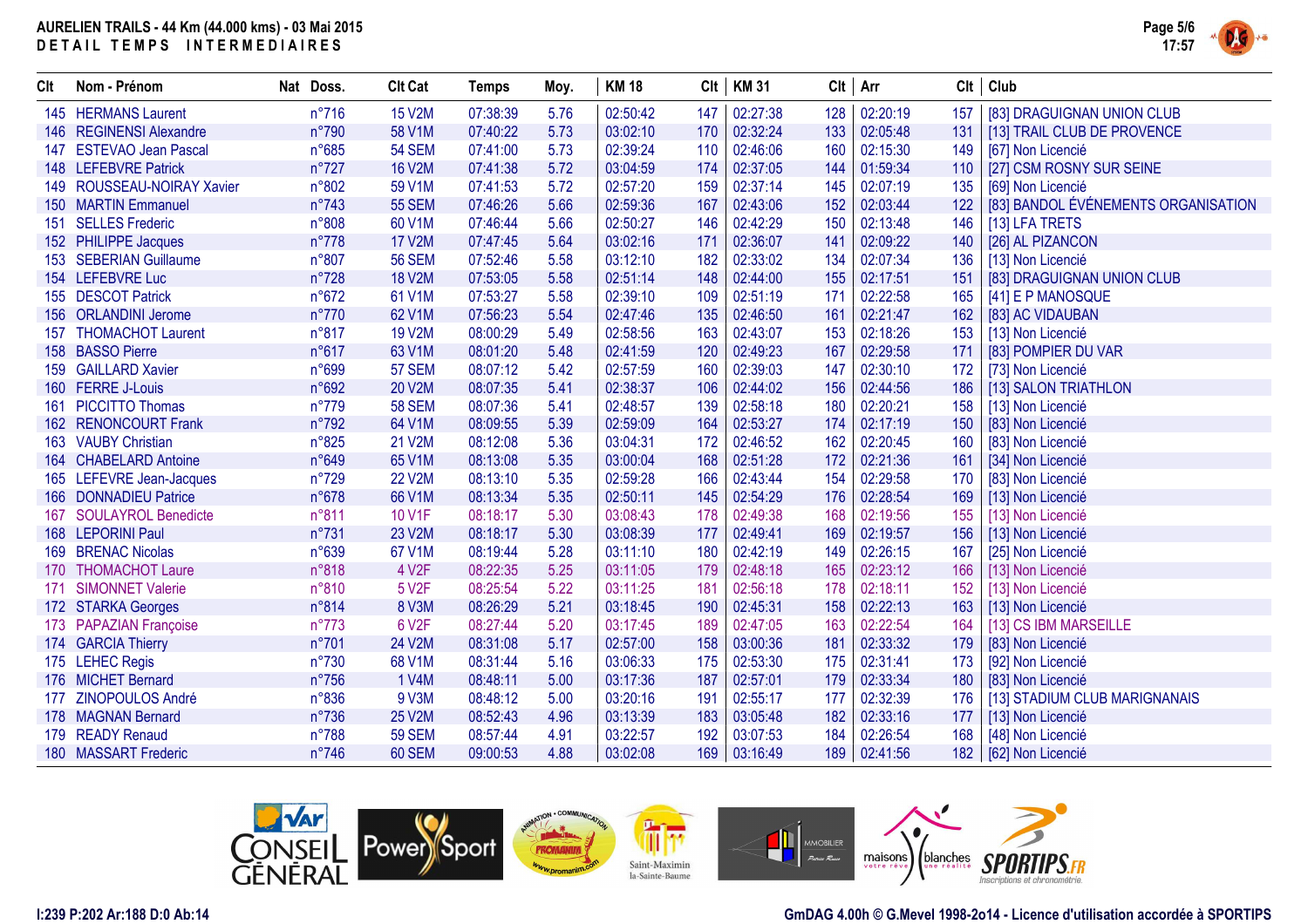# AURELIEN TRAILS - 44 Km (44.000 kms) - 03 Mai 2015

## DETAIL TEMPS INTERMEDIAIRES

| Clt | Nom - Prénom | Nat | Doss. | Clt Cat | Temps | Moy. | KM 18 | Clt | KM 31 | Clt | Arr | Clt | Club |
|---|---|---|---|---|---|---|---|---|---|---|---|---|---|
| 145 | HERMANS Laurent | | n°716 | 15 V2M | 07:38:39 | 5.76 | 02:50:42 | 147 | 02:27:38 | 128 | 02:20:19 | 157 | [83] DRAGUIGNAN UNION CLUB |
| 146 | REGINENSI Alexandre | | n°790 | 58 V1M | 07:40:22 | 5.73 | 03:02:10 | 170 | 02:32:24 | 133 | 02:05:48 | 131 | [13] TRAIL CLUB DE PROVENCE |
| 147 | ESTEVAO Jean Pascal | | n°685 | 54 SEM | 07:41:00 | 5.73 | 02:39:24 | 110 | 02:46:06 | 160 | 02:15:30 | 149 | [67] Non Licencié |
| 148 | LEFEBVRE Patrick | | n°727 | 16 V2M | 07:41:38 | 5.72 | 03:04:59 | 174 | 02:37:05 | 144 | 01:59:34 | 110 | [27] CSM ROSNY SUR SEINE |
| 149 | ROUSSEAU-NOIRAY Xavier | | n°802 | 59 V1M | 07:41:53 | 5.72 | 02:57:20 | 159 | 02:37:14 | 145 | 02:07:19 | 135 | [69] Non Licencié |
| 150 | MARTIN Emmanuel | | n°743 | 55 SEM | 07:46:26 | 5.66 | 02:59:36 | 167 | 02:43:06 | 152 | 02:03:44 | 122 | [83] BANDOL ÉVÉNEMENTS ORGANISATION |
| 151 | SELLES Frederic | | n°808 | 60 V1M | 07:46:44 | 5.66 | 02:50:27 | 146 | 02:42:29 | 150 | 02:13:48 | 146 | [13] LFA TRETS |
| 152 | PHILIPPE Jacques | | n°778 | 17 V2M | 07:47:45 | 5.64 | 03:02:16 | 171 | 02:36:07 | 141 | 02:09:22 | 140 | [26] AL PIZANCON |
| 153 | SEBERIAN Guillaume | | n°807 | 56 SEM | 07:52:46 | 5.58 | 03:12:10 | 182 | 02:33:02 | 134 | 02:07:34 | 136 | [13] Non Licencié |
| 154 | LEFEBVRE Luc | | n°728 | 18 V2M | 07:53:05 | 5.58 | 02:51:14 | 148 | 02:44:00 | 155 | 02:17:51 | 151 | [83] DRAGUIGNAN UNION CLUB |
| 155 | DESCOT Patrick | | n°672 | 61 V1M | 07:53:27 | 5.58 | 02:39:10 | 109 | 02:51:19 | 171 | 02:22:58 | 165 | [41] E P MANOSQUE |
| 156 | ORLANDINI Jerome | | n°770 | 62 V1M | 07:56:23 | 5.54 | 02:47:46 | 135 | 02:46:50 | 161 | 02:21:47 | 162 | [83] AC VIDAUBAN |
| 157 | THOMACHOT Laurent | | n°817 | 19 V2M | 08:00:29 | 5.49 | 02:58:56 | 163 | 02:43:07 | 153 | 02:18:26 | 153 | [13] Non Licencié |
| 158 | BASSO Pierre | | n°617 | 63 V1M | 08:01:20 | 5.48 | 02:41:59 | 120 | 02:49:23 | 167 | 02:29:58 | 171 | [83] POMPIER DU VAR |
| 159 | GAILLARD Xavier | | n°699 | 57 SEM | 08:07:12 | 5.42 | 02:57:59 | 160 | 02:39:03 | 147 | 02:30:10 | 172 | [73] Non Licencié |
| 160 | FERRE J-Louis | | n°692 | 20 V2M | 08:07:35 | 5.41 | 02:38:37 | 106 | 02:44:02 | 156 | 02:44:56 | 186 | [13] SALON TRIATHLON |
| 161 | PICCITTO Thomas | | n°779 | 58 SEM | 08:07:36 | 5.41 | 02:48:57 | 139 | 02:58:18 | 180 | 02:20:21 | 158 | [13] Non Licencié |
| 162 | RENONCOURT Frank | | n°792 | 64 V1M | 08:09:55 | 5.39 | 02:59:09 | 164 | 02:53:27 | 174 | 02:17:19 | 150 | [83] Non Licencié |
| 163 | VAUBY Christian | | n°825 | 21 V2M | 08:12:08 | 5.36 | 03:04:31 | 172 | 02:46:52 | 162 | 02:20:45 | 160 | [83] Non Licencié |
| 164 | CHABELARD Antoine | | n°649 | 65 V1M | 08:13:08 | 5.35 | 03:00:04 | 168 | 02:51:28 | 172 | 02:21:36 | 161 | [34] Non Licencié |
| 165 | LEFEVRE Jean-Jacques | | n°729 | 22 V2M | 08:13:10 | 5.35 | 02:59:28 | 166 | 02:43:44 | 154 | 02:29:58 | 170 | [83] Non Licencié |
| 166 | DONNADIEU Patrice | | n°678 | 66 V1M | 08:13:34 | 5.35 | 02:50:11 | 145 | 02:54:29 | 176 | 02:28:54 | 169 | [13] Non Licencié |
| 167 | SOULAYROL Benedicte | | n°811 | 10 V1F | 08:18:17 | 5.30 | 03:08:43 | 178 | 02:49:38 | 168 | 02:19:56 | 155 | [13] Non Licencié |
| 168 | LEPORINI Paul | | n°731 | 23 V2M | 08:18:17 | 5.30 | 03:08:39 | 177 | 02:49:41 | 169 | 02:19:57 | 156 | [13] Non Licencié |
| 169 | BRENAC Nicolas | | n°639 | 67 V1M | 08:19:44 | 5.28 | 03:11:10 | 180 | 02:42:19 | 149 | 02:26:15 | 167 | [25] Non Licencié |
| 170 | THOMACHOT Laure | | n°818 | 4 V2F | 08:22:35 | 5.25 | 03:11:05 | 179 | 02:48:18 | 165 | 02:23:12 | 166 | [13] Non Licencié |
| 171 | SIMONNET Valerie | | n°810 | 5 V2F | 08:25:54 | 5.22 | 03:11:25 | 181 | 02:56:18 | 178 | 02:18:11 | 152 | [13] Non Licencié |
| 172 | STARKA Georges | | n°814 | 8 V3M | 08:26:29 | 5.21 | 03:18:45 | 190 | 02:45:31 | 158 | 02:22:13 | 163 | [13] Non Licencié |
| 173 | PAPAZIAN Françoise | | n°773 | 6 V2F | 08:27:44 | 5.20 | 03:17:45 | 189 | 02:47:05 | 163 | 02:22:54 | 164 | [13] CS IBM MARSEILLE |
| 174 | GARCIA Thierry | | n°701 | 24 V2M | 08:31:08 | 5.17 | 02:57:00 | 158 | 03:00:36 | 181 | 02:33:32 | 179 | [83] Non Licencié |
| 175 | LEHEC Regis | | n°730 | 68 V1M | 08:31:44 | 5.16 | 03:06:33 | 175 | 02:53:30 | 175 | 02:31:41 | 173 | [92] Non Licencié |
| 176 | MICHET Bernard | | n°756 | 1 V4M | 08:48:11 | 5.00 | 03:17:36 | 187 | 02:57:01 | 179 | 02:33:34 | 180 | [83] Non Licencié |
| 177 | ZINOPOULOS André | | n°836 | 9 V3M | 08:48:12 | 5.00 | 03:20:16 | 191 | 02:55:17 | 177 | 02:32:39 | 176 | [13] STADIUM CLUB MARIGNANAIS |
| 178 | MAGNAN Bernard | | n°736 | 25 V2M | 08:52:43 | 4.96 | 03:13:39 | 183 | 03:05:48 | 182 | 02:33:16 | 177 | [13] Non Licencié |
| 179 | READY Renaud | | n°788 | 59 SEM | 08:57:44 | 4.91 | 03:22:57 | 192 | 03:07:53 | 184 | 02:26:54 | 168 | [48] Non Licencié |
| 180 | MASSART Frederic | | n°746 | 60 SEM | 09:00:53 | 4.88 | 03:02:08 | 169 | 03:16:49 | 189 | 02:41:56 | 182 | [62] Non Licencié |

I:239 P:202 Ar:188 D:0 Ab:14

GmDAG 4.00h © G.Mevel 1998-2o14 - Licence d'utilisation accordée à SPORTIPS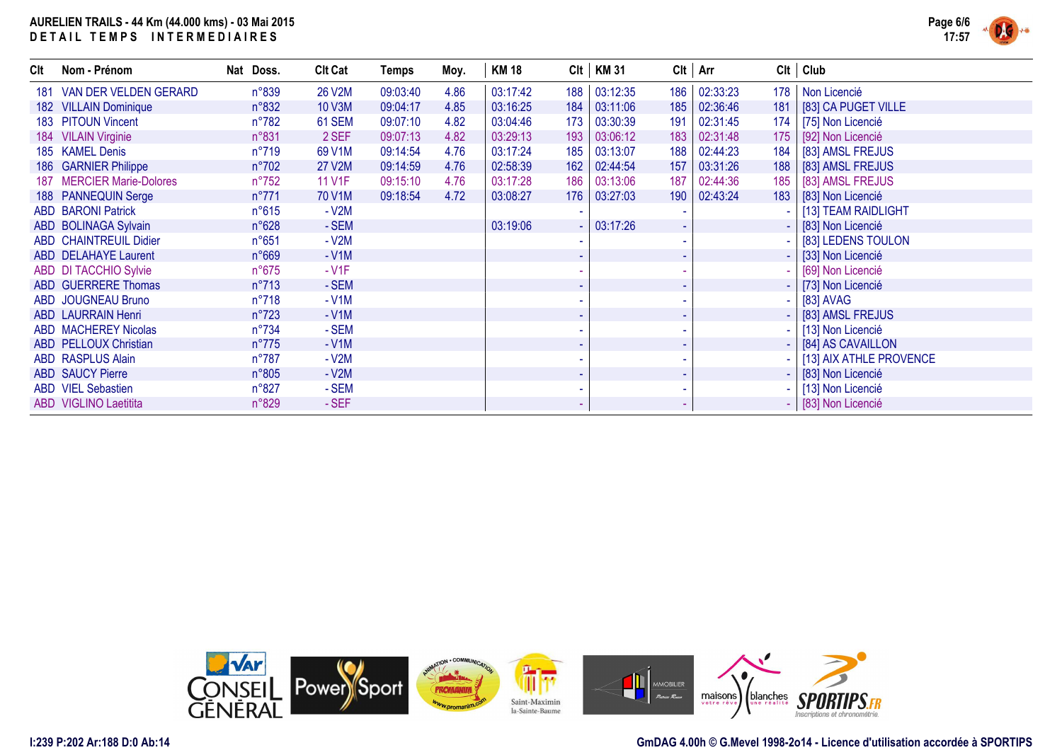**AURELIEN TRAILS - 44 Km (44.000 kms) - 03 Mai 2015**
**DETAIL TEMPS INTERMEDIAIRES**

| Clt | Nom - Prénom | Nat | Doss. | Clt Cat | Temps | Moy. | KM 18 | Clt | KM 31 | Clt | Arr | Clt | Club |
|---|---|---|---|---|---|---|---|---|---|---|---|---|---|
| 181 | VAN DER VELDEN GERARD | | n°839 | 26 V2M | 09:03:40 | 4.86 | 03:17:42 | 188 | 03:12:35 | 186 | 02:33:23 | 178 | Non Licencié |
| 182 | VILLAIN Dominique | | n°832 | 10 V3M | 09:04:17 | 4.85 | 03:16:25 | 184 | 03:11:06 | 185 | 02:36:46 | 181 | [83] CA PUGET VILLE |
| 183 | PITOUN Vincent | | n°782 | 61 SEM | 09:07:10 | 4.82 | 03:04:46 | 173 | 03:30:39 | 191 | 02:31:45 | 174 | [75] Non Licencié |
| 184 | VILAIN Virginie | | n°831 | 2 SEF | 09:07:13 | 4.82 | 03:29:13 | 193 | 03:06:12 | 183 | 02:31:48 | 175 | [92] Non Licencié |
| 185 | KAMEL Denis | | n°719 | 69 V1M | 09:14:54 | 4.76 | 03:17:24 | 185 | 03:13:07 | 188 | 02:44:23 | 184 | [83] AMSL FREJUS |
| 186 | GARNIER Philippe | | n°702 | 27 V2M | 09:14:59 | 4.76 | 02:58:39 | 162 | 02:44:54 | 157 | 03:31:26 | 188 | [83] AMSL FREJUS |
| 187 | MERCIER Marie-Dolores | | n°752 | 11 V1F | 09:15:10 | 4.76 | 03:17:28 | 186 | 03:13:06 | 187 | 02:44:36 | 185 | [83] AMSL FREJUS |
| 188 | PANNEQUIN Serge | | n°771 | 70 V1M | 09:18:54 | 4.72 | 03:08:27 | 176 | 03:27:03 | 190 | 02:43:24 | 183 | [83] Non Licencié |
| ABD | BARONI Patrick | | n°615 | - V2M | | | | - | | - | | - | [13] TEAM RAIDLIGHT |
| ABD | BOLINAGA Sylvain | | n°628 | - SEM | | | 03:19:06 | - | 03:17:26 | - | | - | [83] Non Licencié |
| ABD | CHAINTREUIL Didier | | n°651 | - V2M | | | | - | | - | | - | [83] LEDENS TOULON |
| ABD | DELAHAYE Laurent | | n°669 | - V1M | | | | - | | - | | - | [33] Non Licencié |
| ABD | DI TACCHIO Sylvie | | n°675 | - V1F | | | | - | | - | | - | [69] Non Licencié |
| ABD | GUERRERE Thomas | | n°713 | - SEM | | | | - | | - | | - | [73] Non Licencié |
| ABD | JOUGNEAU Bruno | | n°718 | - V1M | | | | - | | - | | - | [83] AVAG |
| ABD | LAURRAIN Henri | | n°723 | - V1M | | | | - | | - | | - | [83] AMSL FREJUS |
| ABD | MACHEREY Nicolas | | n°734 | - SEM | | | | - | | - | | - | [13] Non Licencié |
| ABD | PELLOUX Christian | | n°775 | - V1M | | | | - | | - | | - | [84] AS CAVAILLON |
| ABD | RASPLUS Alain | | n°787 | - V2M | | | | - | | - | | - | [13] AIX ATHLE PROVENCE |
| ABD | SAUCY Pierre | | n°805 | - V2M | | | | - | | - | | - | [83] Non Licencié |
| ABD | VIEL Sebastien | | n°827 | - SEM | | | | - | | - | | - | [13] Non Licencié |
| ABD | VIGLINO Laetitita | | n°829 | - SEF | | | | - | | - | | - | [83] Non Licencié |

I:239 P:202 Ar:188 D:0 Ab:14

GmDAG 4.00h © G.Mevel 1998-2o14 - Licence d'utilisation accordée à SPORTIPS